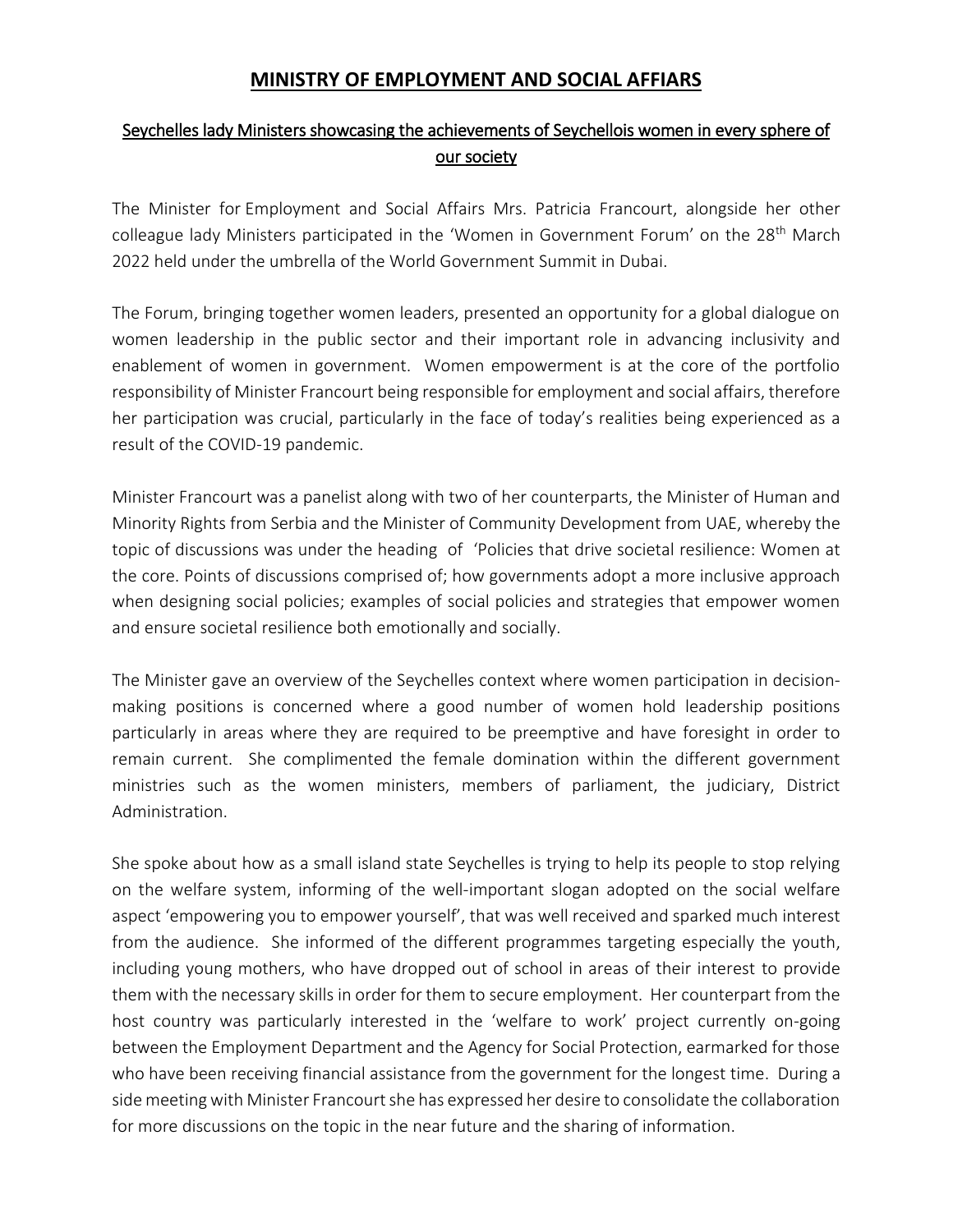# MINISTRY OF EMPLOYMENT AND SOCIAL AFFIARS

## Seychelles lady Ministers showcasing the achievements of Seychellois women in every sphere of our society

The Minister for Employment and Social Affairs Mrs. Patricia Francourt, alongside her other colleague lady Ministers participated in the 'Women in Government Forum' on the 28th March 2022 held under the umbrella of the World Government Summit in Dubai.

The Forum, bringing together women leaders, presented an opportunity for a global dialogue on women leadership in the public sector and their important role in advancing inclusivity and enablement of women in government. Women empowerment is at the core of the portfolio responsibility of Minister Francourt being responsible for employment and social affairs, therefore her participation was crucial, particularly in the face of today's realities being experienced as a result of the COVID-19 pandemic.

Minister Francourt was a panelist along with two of her counterparts, the Minister of Human and Minority Rights from Serbia and the Minister of Community Development from UAE, whereby the topic of discussions was under the heading of 'Policies that drive societal resilience: Women at the core. Points of discussions comprised of; how governments adopt a more inclusive approach when designing social policies; examples of social policies and strategies that empower women and ensure societal resilience both emotionally and socially.

The Minister gave an overview of the Seychelles context where women participation in decision-making positions is concerned where a good number of women hold leadership positions particularly in areas where they are required to be preemptive and have foresight in order to remain current. She complimented the female domination within the different government ministries such as the women ministers, members of parliament, the judiciary, District Administration.

She spoke about how as a small island state Seychelles is trying to help its people to stop relying on the welfare system, informing of the well-important slogan adopted on the social welfare aspect 'empowering you to empower yourself', that was well received and sparked much interest from the audience. She informed of the different programmes targeting especially the youth, including young mothers, who have dropped out of school in areas of their interest to provide them with the necessary skills in order for them to secure employment. Her counterpart from the host country was particularly interested in the 'welfare to work' project currently on-going between the Employment Department and the Agency for Social Protection, earmarked for those who have been receiving financial assistance from the government for the longest time. During a side meeting with Minister Francourt she has expressed her desire to consolidate the collaboration for more discussions on the topic in the near future and the sharing of information.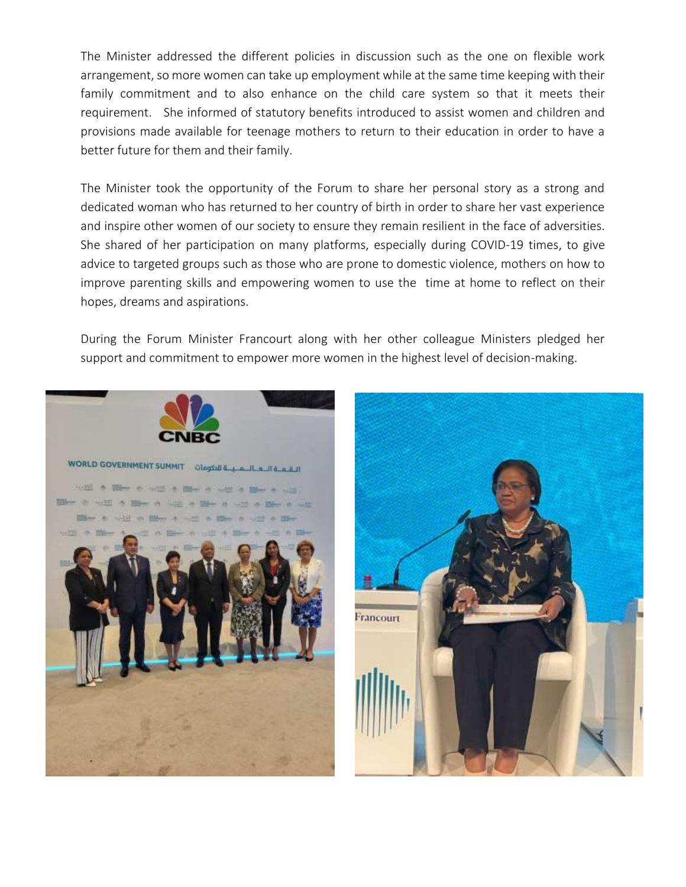The Minister addressed the different policies in discussion such as the one on flexible work arrangement, so more women can take up employment while at the same time keeping with their family commitment and to also enhance on the child care system so that it meets their requirement. She informed of statutory benefits introduced to assist women and children and provisions made available for teenage mothers to return to their education in order to have a better future for them and their family.

The Minister took the opportunity of the Forum to share her personal story as a strong and dedicated woman who has returned to her country of birth in order to share her vast experience and inspire other women of our society to ensure they remain resilient in the face of adversities. She shared of her participation on many platforms, especially during COVID-19 times, to give advice to targeted groups such as those who are prone to domestic violence, mothers on how to improve parenting skills and empowering women to use the time at home to reflect on their hopes, dreams and aspirations.

During the Forum Minister Francourt along with her other colleague Ministers pledged her support and commitment to empower more women in the highest level of decision-making.